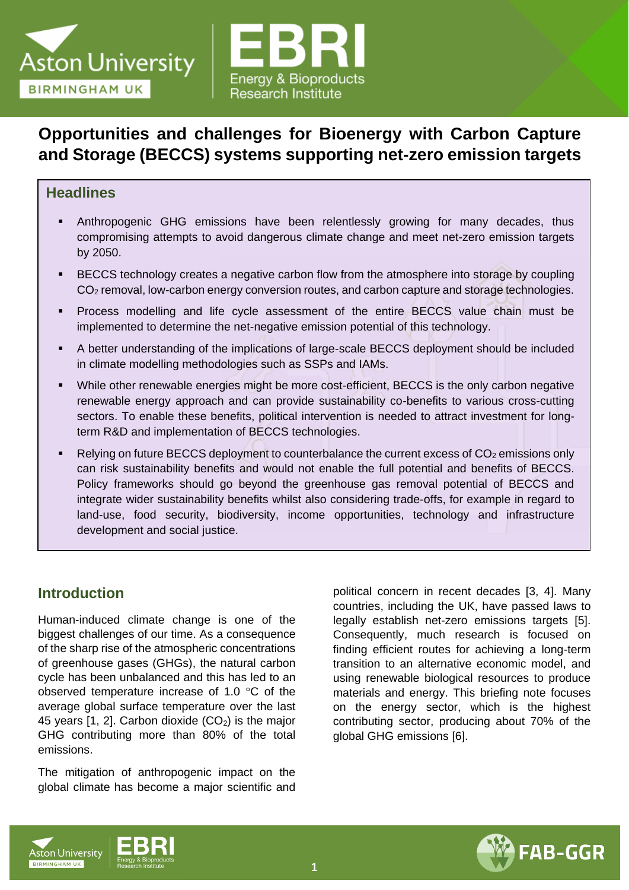# Opportunities and challenges for Bioenergy with Carbon Capture and Storage (BECCS) systems supporting net-zero emission targets

## Headlines

- Anthropogenic GHG emissions have been relentlessly growing for many decades, thus compromising attempts to avoid dangerous climate change and meet net-zero emission targets by 2050.
- BECCS technology creates a negative carbon flow from the atmosphere into storage by coupling $CO_2$ removal, low-carbon energy conversion routes, and carbon capture and storage technologies.
- Process modelling and life cycle assessment of the entire BECCS value chain must be implemented to determine the net-negative emission potential of this technology.
- A better understanding of the implications of large-scale BECCS deployment should be included in climate modelling methodologies such as SSPs and IAMs.
- While other renewable energies might be more cost-efficient, BECCS is the only carbon negative renewable energy approach and can provide sustainability co-benefits to various cross-cutting sectors. To enable these benefits, political intervention is needed to attract investment for long-term R&D and implementation of BECCS technologies.
- Relying on future BECCS deployment to counterbalance the current excess of $CO_2$ emissions only can risk sustainability benefits and would not enable the full potential and benefits of BECCS. Policy frameworks should go beyond the greenhouse gas removal potential of BECCS and integrate wider sustainability benefits whilst also considering trade-offs, for example in regard to land-use, food security, biodiversity, income opportunities, technology and infrastructure development and social justice.

## Introduction

Human-induced climate change is one of the biggest challenges of our time. As a consequence of the sharp rise of the atmospheric concentrations of greenhouse gases (GHGs), the natural carbon cycle has been unbalanced and this has led to an observed temperature increase of 1.0 °C of the average global surface temperature over the last 45 years [1, 2]. Carbon dioxide ($CO_2$) is the major GHG contributing more than 80% of the total emissions.

The mitigation of anthropogenic impact on the global climate has become a major scientific and political concern in recent decades [3, 4]. Many countries, including the UK, have passed laws to legally establish net-zero emissions targets [5]. Consequently, much research is focused on finding efficient routes for achieving a long-term transition to an alternative economic model, and using renewable biological resources to produce materials and energy. This briefing note focuses on the energy sector, which is the highest contributing sector, producing about 70% of the global GHG emissions [6].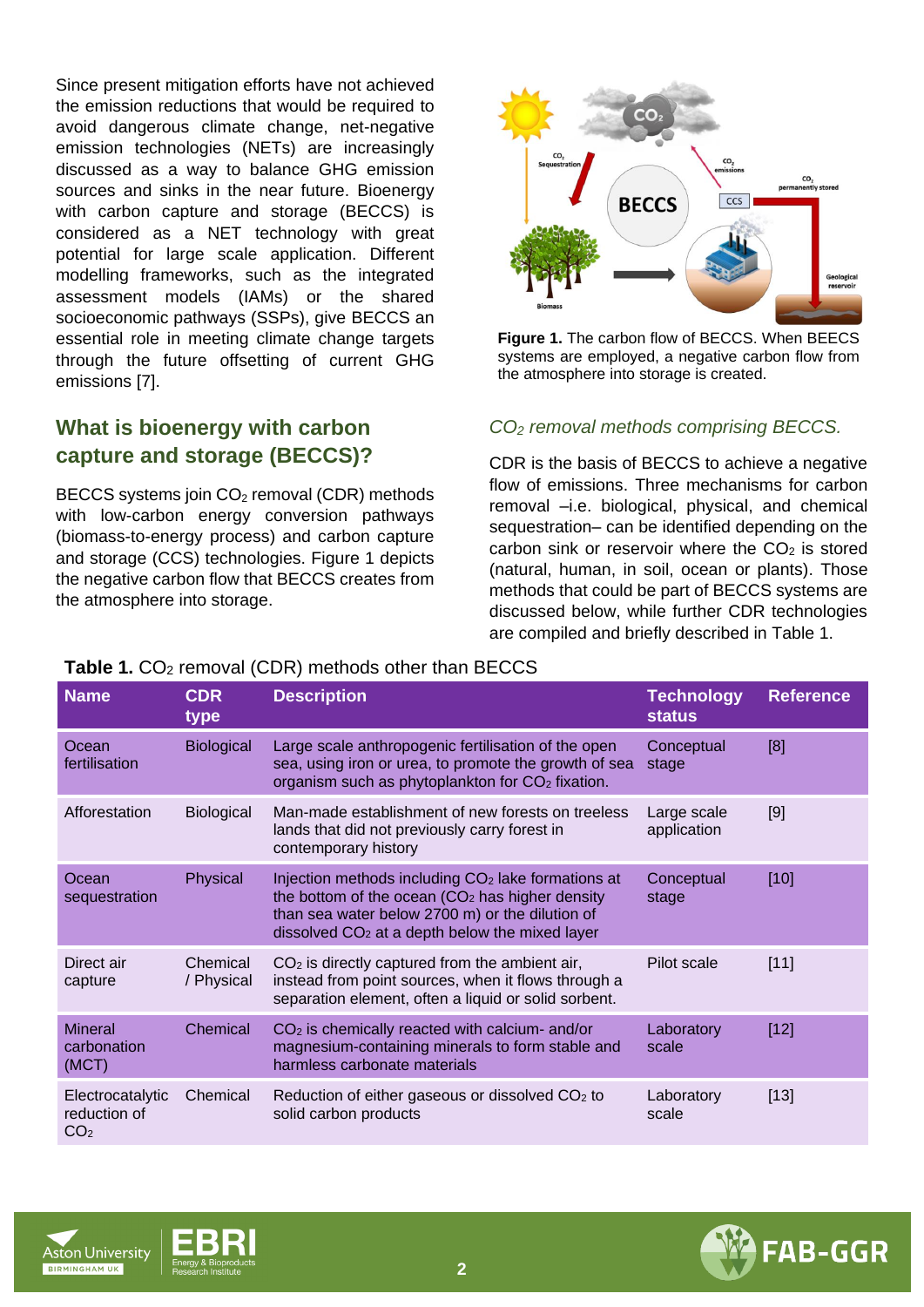Since present mitigation efforts have not achieved the emission reductions that would be required to avoid dangerous climate change, net-negative emission technologies (NETs) are increasingly discussed as a way to balance GHG emission sources and sinks in the near future. Bioenergy with carbon capture and storage (BECCS) is considered as a NET technology with great potential for large scale application. Different modelling frameworks, such as the integrated assessment models (IAMs) or the shared socioeconomic pathways (SSPs), give BECCS an essential role in meeting climate change targets through the future offsetting of current GHG emissions [7].

## What is bioenergy with carbon capture and storage (BECCS)?

BECCS systems join $CO_2$ removal (CDR) methods with low-carbon energy conversion pathways (biomass-to-energy process) and carbon capture and storage (CCS) technologies. Figure 1 depicts the negative carbon flow that BECCS creates from the atmosphere into storage.

**Figure 1.** The carbon flow of BECCS. When BEECS systems are employed, a negative carbon flow from the atmosphere into storage is created.

### *$CO_2$ removal methods comprising BECCS.*

CDR is the basis of BECCS to achieve a negative flow of emissions. Three mechanisms for carbon removal –i.e. biological, physical, and chemical sequestration– can be identified depending on the carbon sink or reservoir where the $CO_2$ is stored (natural, human, in soil, ocean or plants). Those methods that could be part of BECCS systems are discussed below, while further CDR technologies are compiled and briefly described in Table 1.

**Table 1.** $CO_2$ removal (CDR) methods other than BECCS

| Name | CDR type | Description | Technology status | Reference |
|---|---|---|---|---|
| Ocean fertilisation | Biological | Large scale anthropogenic fertilisation of the open sea, using iron or urea, to promote the growth of sea organism such as phytoplankton for $CO_2$ fixation. | Conceptual stage | [8] |
| Afforestation | Biological | Man-made establishment of new forests on treeless lands that did not previously carry forest in contemporary history | Large scale application | [9] |
| Ocean sequestration | Physical | Injection methods including $CO_2$ lake formations at the bottom of the ocean ($CO_2$ has higher density than sea water below 2700 m) or the dilution of dissolved $CO_2$ at a depth below the mixed layer | Conceptual stage | [10] |
| Direct air capture | Chemical / Physical | $CO_2$ is directly captured from the ambient air, instead from point sources, when it flows through a separation element, often a liquid or solid sorbent. | Pilot scale | [11] |
| Mineral carbonation (MCT) | Chemical | $CO_2$ is chemically reacted with calcium- and/or magnesium-containing minerals to form stable and harmless carbonate materials | Laboratory scale | [12] |
| Electrocatalytic reduction of $CO_2$ | Chemical | Reduction of either gaseous or dissolved $CO_2$ to solid carbon products | Laboratory scale | [13] |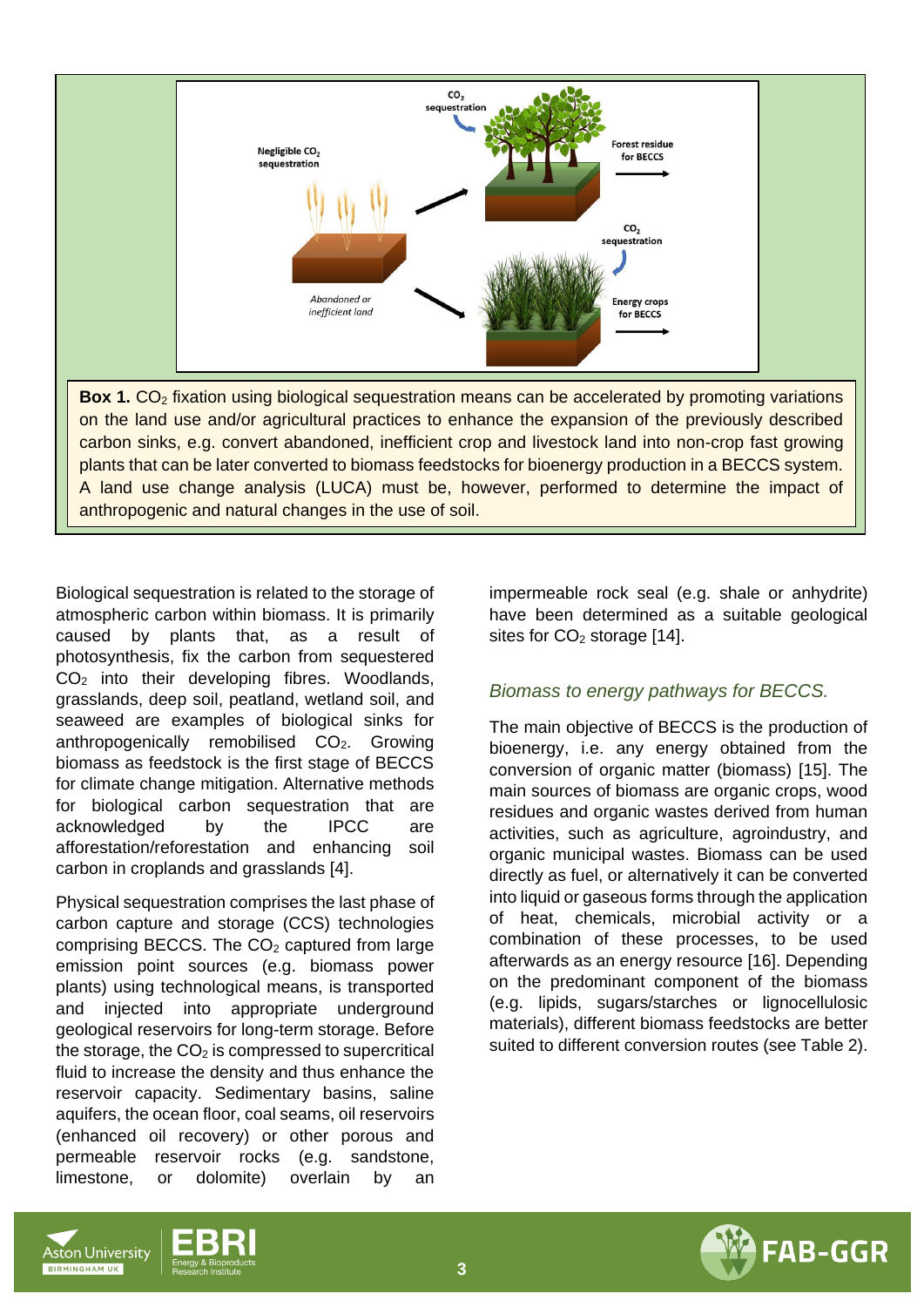**Box 1.** $CO_2$ fixation using biological sequestration means can be accelerated by promoting variations on the land use and/or agricultural practices to enhance the expansion of the previously described carbon sinks, e.g. convert abandoned, inefficient crop and livestock land into non-crop fast growing plants that can be later converted to biomass feedstocks for bioenergy production in a BECCS system. A land use change analysis (LUCA) must be, however, performed to determine the impact of anthropogenic and natural changes in the use of soil.

Biological sequestration is related to the storage of atmospheric carbon within biomass. It is primarily caused by plants that, as a result of photosynthesis, fix the carbon from sequestered $CO_2$ into their developing fibres. Woodlands, grasslands, deep soil, peatland, wetland soil, and seaweed are examples of biological sinks for anthropogenically remobilised $CO_2$. Growing biomass as feedstock is the first stage of BECCS for climate change mitigation. Alternative methods for biological carbon sequestration that are acknowledged by the IPCC are afforestation/reforestation and enhancing soil carbon in croplands and grasslands [4].

Physical sequestration comprises the last phase of carbon capture and storage (CCS) technologies comprising BECCS. The $CO_2$ captured from large emission point sources (e.g. biomass power plants) using technological means, is transported and injected into appropriate underground geological reservoirs for long-term storage. Before the storage, the $CO_2$ is compressed to supercritical fluid to increase the density and thus enhance the reservoir capacity. Sedimentary basins, saline aquifers, the ocean floor, coal seams, oil reservoirs (enhanced oil recovery) or other porous and permeable reservoir rocks (e.g. sandstone, limestone, or dolomite) overlain by an impermeable rock seal (e.g. shale or anhydrite) have been determined as a suitable geological sites for $CO_2$ storage [14].

### *Biomass to energy pathways for BECCS.*

The main objective of BECCS is the production of bioenergy, i.e. any energy obtained from the conversion of organic matter (biomass) [15]. The main sources of biomass are organic crops, wood residues and organic wastes derived from human activities, such as agriculture, agroindustry, and organic municipal wastes. Biomass can be used directly as fuel, or alternatively it can be converted into liquid or gaseous forms through the application of heat, chemicals, microbial activity or a combination of these processes, to be used afterwards as an energy resource [16]. Depending on the predominant component of the biomass (e.g. lipids, sugars/starches or lignocellulosic materials), different biomass feedstocks are better suited to different conversion routes (see Table 2).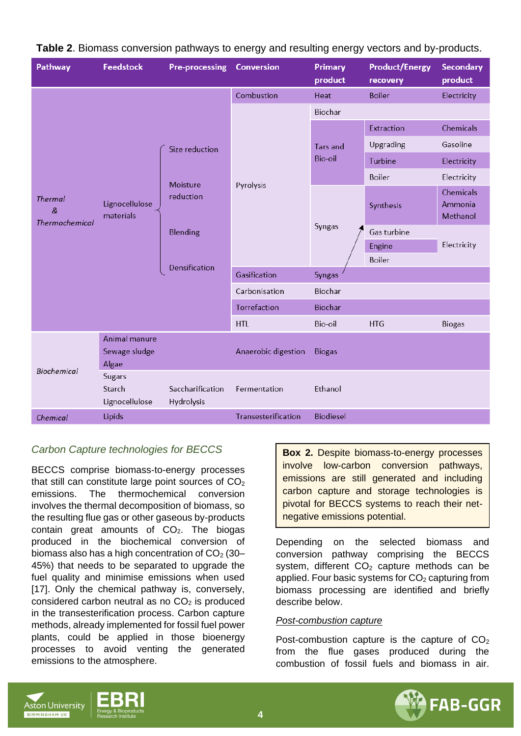**Table 2**. Biomass conversion pathways to energy and resulting energy vectors and by-products.

| Pathway | Feedstock | Pre-processing | Conversion | Primary product | Product/Energy recovery | Secondary product |
|---|---|---|---|---|---|---|
| *Thermal & Thermochemical* | Lignocellulose materials | Size reduction, Moisture reduction, Blending, Densification | Combustion | Heat | Boiler | Electricity |
| | | | Pyrolysis | Biochar | | |
| | | | | Tars and Bio-oil | Extraction | Chemicals |
| | | | | | Upgrading | Gasoline |
| | | | | | Turbine | Electricity |
| | | | | | Boiler | Electricity |
| | | | | Syngas | Synthesis | Chemicals, Ammonia, Methanol |
| | | | | | Gas turbine | Electricity |
| | | | | | Engine | Electricity |
| | | | | | Boiler | Electricity |
| | | | Gasification | Syngas | | |
| | | | Carbonisation | Biochar | | |
| | | | Torrefaction | Biochar | | |
| | | | HTL | Bio-oil | HTG | Biogas |
| *Biochemical* | Animal manure, Sewage sludge, Algae | | Anaerobic digestion | Biogas | | |
| | Sugars, Starch, Lignocellulose | Saccharification, Hydrolysis | Fermentation | Ethanol | | |
| *Chemical* | Lipids | | Transesterification | Biodiesel | | |

### *Carbon Capture technologies for BECCS*

BECCS comprise biomass-to-energy processes that still can constitute large point sources of $CO_2$ emissions. The thermochemical conversion involves the thermal decomposition of biomass, so the resulting flue gas or other gaseous by-products contain great amounts of $CO_2$. The biogas produced in the biochemical conversion of biomass also has a high concentration of $CO_2$ (30–45%) that needs to be separated to upgrade the fuel quality and minimise emissions when used [17]. Only the chemical pathway is, conversely, considered carbon neutral as no $CO_2$ is produced in the transesterification process. Carbon capture methods, already implemented for fossil fuel power plants, could be applied in those bioenergy processes to avoid venting the generated emissions to the atmosphere.

> **Box 2.** Despite biomass-to-energy processes involve low-carbon conversion pathways, emissions are still generated and including carbon capture and storage technologies is pivotal for BECCS systems to reach their net-negative emissions potential.

Depending on the selected biomass and conversion pathway comprising the BECCS system, different $CO_2$ capture methods can be applied. Four basic systems for $CO_2$ capturing from biomass processing are identified and briefly describe below.

<u>*Post-combustion capture*</u>

Post-combustion capture is the capture of $CO_2$ from the flue gases produced during the combustion of fossil fuels and biomass in air.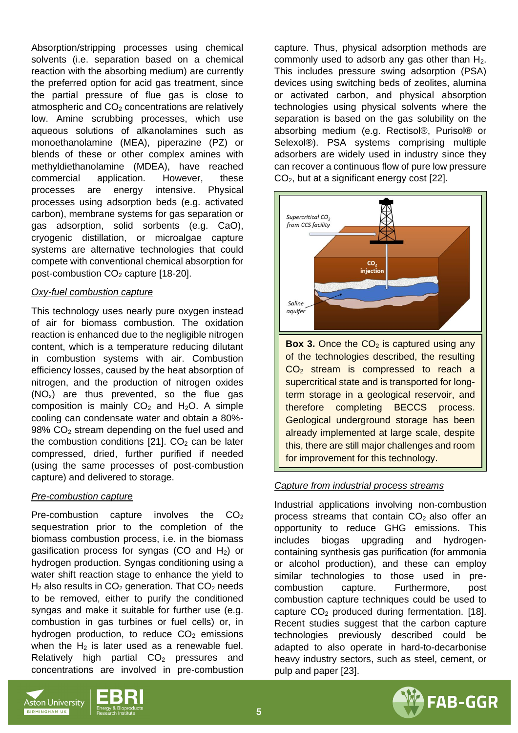Absorption/stripping processes using chemical solvents (i.e. separation based on a chemical reaction with the absorbing medium) are currently the preferred option for acid gas treatment, since the partial pressure of flue gas is close to atmospheric and $CO_2$ concentrations are relatively low. Amine scrubbing processes, which use aqueous solutions of alkanolamines such as monoethanolamine (MEA), piperazine (PZ) or blends of these or other complex amines with methyldiethanolamine (MDEA), have reached commercial application. However, these processes are energy intensive. Physical processes using adsorption beds (e.g. activated carbon), membrane systems for gas separation or gas adsorption, solid sorbents (e.g. CaO), cryogenic distillation, or microalgae capture systems are alternative technologies that could compete with conventional chemical absorption for post-combustion $CO_2$ capture [18-20].

*Oxy-fuel combustion capture*

This technology uses nearly pure oxygen instead of air for biomass combustion. The oxidation reaction is enhanced due to the negligible nitrogen content, which is a temperature reducing dilutant in combustion systems with air. Combustion efficiency losses, caused by the heat absorption of nitrogen, and the production of nitrogen oxides ($NO_x$) are thus prevented, so the flue gas composition is mainly $CO_2$ and $H_2O$. A simple cooling can condensate water and obtain a 80%-98% $CO_2$ stream depending on the fuel used and the combustion conditions [21]. $CO_2$ can be later compressed, dried, further purified if needed (using the same processes of post-combustion capture) and delivered to storage.

*Pre-combustion capture*

Pre-combustion capture involves the $CO_2$ sequestration prior to the completion of the biomass combustion process, i.e. in the biomass gasification process for syngas (CO and $H_2$) or hydrogen production. Syngas conditioning using a water shift reaction stage to enhance the yield to $H_2$ also results in $CO_2$ generation. That $CO_2$ needs to be removed, either to purify the conditioned syngas and make it suitable for further use (e.g. combustion in gas turbines or fuel cells) or, in hydrogen production, to reduce $CO_2$ emissions when the $H_2$ is later used as a renewable fuel. Relatively high partial $CO_2$ pressures and concentrations are involved in pre-combustion capture. Thus, physical adsorption methods are commonly used to adsorb any gas other than $H_2$. This includes pressure swing adsorption (PSA) devices using switching beds of zeolites, alumina or activated carbon, and physical absorption technologies using physical solvents where the separation is based on the gas solubility on the absorbing medium (e.g. Rectisol®, Purisol® or Selexol®). PSA systems comprising multiple adsorbers are widely used in industry since they can recover a continuous flow of pure low pressure $CO_2$, but at a significant energy cost [22].

**Box 3.** Once the $CO_2$ is captured using any of the technologies described, the resulting $CO_2$ stream is compressed to reach a supercritical state and is transported for long-term storage in a geological reservoir, and therefore completing BECCS process. Geological underground storage has been already implemented at large scale, despite this, there are still major challenges and room for improvement for this technology.

*Capture from industrial process streams*

Industrial applications involving non-combustion process streams that contain $CO_2$ also offer an opportunity to reduce GHG emissions. This includes biogas upgrading and hydrogen-containing synthesis gas purification (for ammonia or alcohol production), and these can employ similar technologies to those used in pre-combustion capture. Furthermore, post combustion capture techniques could be used to capture $CO_2$ produced during fermentation. [18]. Recent studies suggest that the carbon capture technologies previously described could be adapted to also operate in hard-to-decarbonise heavy industry sectors, such as steel, cement, or pulp and paper [23].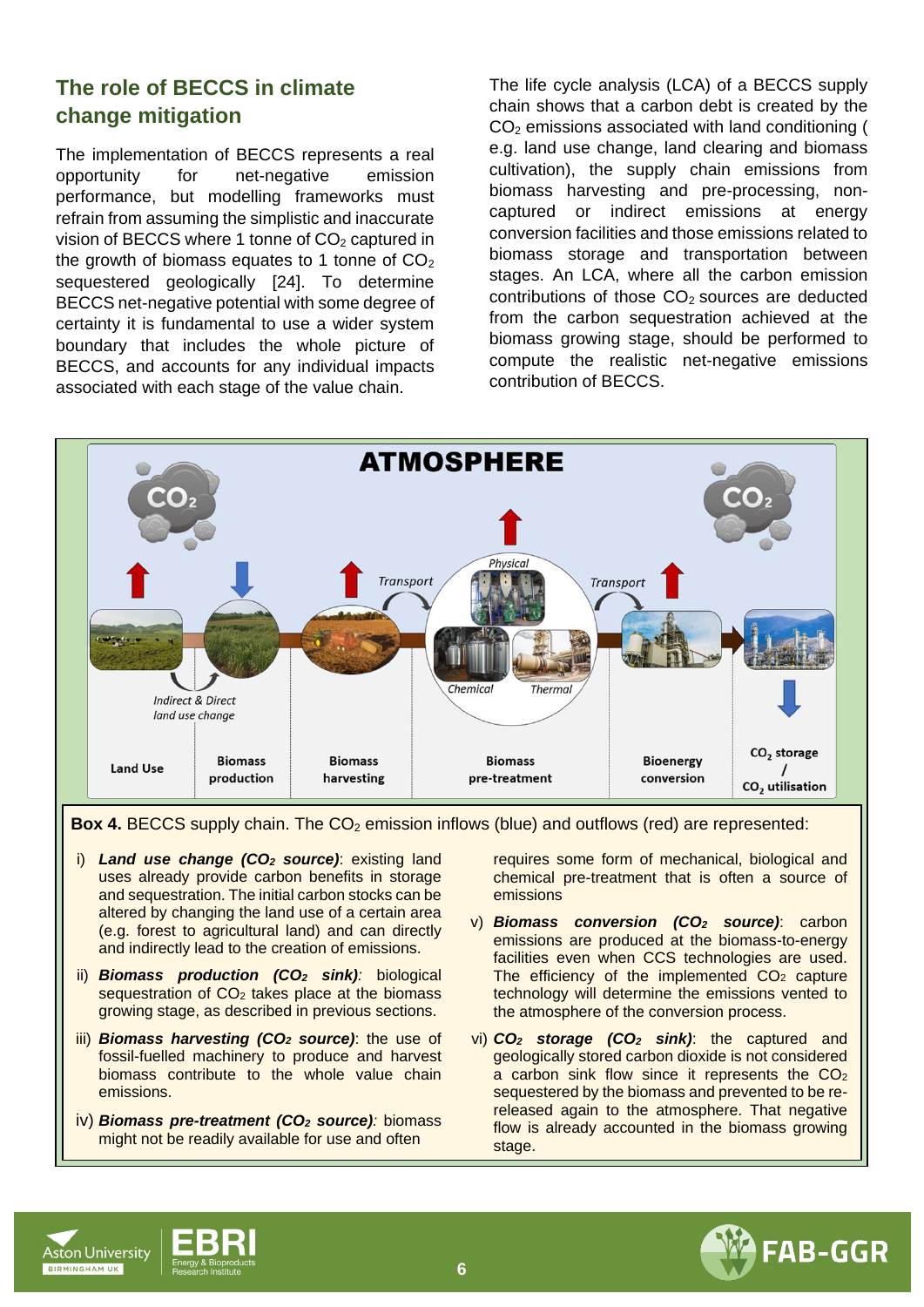## The role of BECCS in climate change mitigation

The implementation of BECCS represents a real opportunity for net-negative emission performance, but modelling frameworks must refrain from assuming the simplistic and inaccurate vision of BECCS where 1 tonne of $CO_2$ captured in the growth of biomass equates to 1 tonne of $CO_2$ sequestered geologically [24]. To determine BECCS net-negative potential with some degree of certainty it is fundamental to use a wider system boundary that includes the whole picture of BECCS, and accounts for any individual impacts associated with each stage of the value chain.

The life cycle analysis (LCA) of a BECCS supply chain shows that a carbon debt is created by the $CO_2$ emissions associated with land conditioning ( e.g. land use change, land clearing and biomass cultivation), the supply chain emissions from biomass harvesting and pre-processing, non-captured or indirect emissions at energy conversion facilities and those emissions related to biomass storage and transportation between stages. An LCA, where all the carbon emission contributions of those $CO_2$ sources are deducted from the carbon sequestration achieved at the biomass growing stage, should be performed to compute the realistic net-negative emissions contribution of BECCS.

**Box 4.** BECCS supply chain. The $CO_2$ emission inflows (blue) and outflows (red) are represented:

i) ***Land use change ($CO_2$ source)***: existing land uses already provide carbon benefits in storage and sequestration. The initial carbon stocks can be altered by changing the land use of a certain area (e.g. forest to agricultural land) and can directly and indirectly lead to the creation of emissions.

ii) ***Biomass production ($CO_2$ sink)***: biological sequestration of $CO_2$ takes place at the biomass growing stage, as described in previous sections.

iii) ***Biomass harvesting ($CO_2$ source)***: the use of fossil-fuelled machinery to produce and harvest biomass contribute to the whole value chain emissions.

iv) ***Biomass pre-treatment ($CO_2$ source)***: biomass might not be readily available for use and often requires some form of mechanical, biological and chemical pre-treatment that is often a source of emissions

v) ***Biomass conversion ($CO_2$ source)***: carbon emissions are produced at the biomass-to-energy facilities even when CCS technologies are used. The efficiency of the implemented $CO_2$ capture technology will determine the emissions vented to the atmosphere of the conversion process.

vi) ***$CO_2$ storage ($CO_2$ sink)***: the captured and geologically stored carbon dioxide is not considered a carbon sink flow since it represents the $CO_2$ sequestered by the biomass and prevented to be re-released again to the atmosphere. That negative flow is already accounted in the biomass growing stage.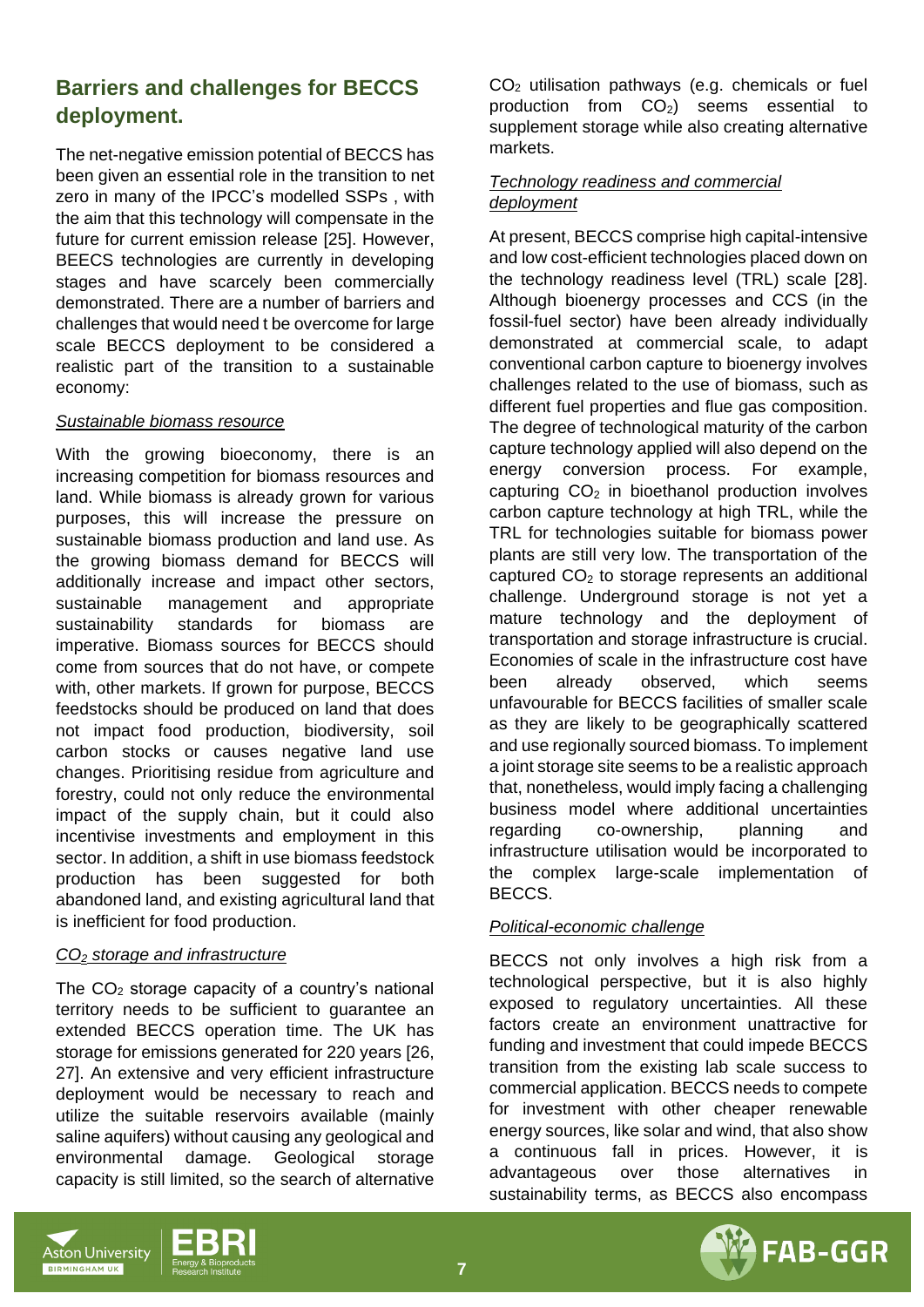## Barriers and challenges for BECCS deployment.

The net-negative emission potential of BECCS has been given an essential role in the transition to net zero in many of the IPCC's modelled SSPs , with the aim that this technology will compensate in the future for current emission release [25]. However, BEECS technologies are currently in developing stages and have scarcely been commercially demonstrated. There are a number of barriers and challenges that would need t be overcome for large scale BECCS deployment to be considered a realistic part of the transition to a sustainable economy:

### _Sustainable biomass resource_

With the growing bioeconomy, there is an increasing competition for biomass resources and land. While biomass is already grown for various purposes, this will increase the pressure on sustainable biomass production and land use. As the growing biomass demand for BECCS will additionally increase and impact other sectors, sustainable management and appropriate sustainability standards for biomass are imperative. Biomass sources for BECCS should come from sources that do not have, or compete with, other markets. If grown for purpose, BECCS feedstocks should be produced on land that does not impact food production, biodiversity, soil carbon stocks or causes negative land use changes. Prioritising residue from agriculture and forestry, could not only reduce the environmental impact of the supply chain, but it could also incentivise investments and employment in this sector. In addition, a shift in use biomass feedstock production has been suggested for both abandoned land, and existing agricultural land that is inefficient for food production.

### _$CO_2$ storage and infrastructure_

The $CO_2$ storage capacity of a country's national territory needs to be sufficient to guarantee an extended BECCS operation time. The UK has storage for emissions generated for 220 years [26, 27]. An extensive and very efficient infrastructure deployment would be necessary to reach and utilize the suitable reservoirs available (mainly saline aquifers) without causing any geological and environmental damage. Geological storage capacity is still limited, so the search of alternative $CO_2$ utilisation pathways (e.g. chemicals or fuel production from $CO_2$) seems essential to supplement storage while also creating alternative markets.

### _Technology readiness and commercial deployment_

At present, BECCS comprise high capital-intensive and low cost-efficient technologies placed down on the technology readiness level (TRL) scale [28]. Although bioenergy processes and CCS (in the fossil-fuel sector) have been already individually demonstrated at commercial scale, to adapt conventional carbon capture to bioenergy involves challenges related to the use of biomass, such as different fuel properties and flue gas composition. The degree of technological maturity of the carbon capture technology applied will also depend on the energy conversion process. For example, capturing $CO_2$ in bioethanol production involves carbon capture technology at high TRL, while the TRL for technologies suitable for biomass power plants are still very low. The transportation of the captured $CO_2$ to storage represents an additional challenge. Underground storage is not yet a mature technology and the deployment of transportation and storage infrastructure is crucial. Economies of scale in the infrastructure cost have been already observed, which seems unfavourable for BECCS facilities of smaller scale as they are likely to be geographically scattered and use regionally sourced biomass. To implement a joint storage site seems to be a realistic approach that, nonetheless, would imply facing a challenging business model where additional uncertainties regarding co-ownership, planning and infrastructure utilisation would be incorporated to the complex large-scale implementation of BECCS.

### _Political-economic challenge_

BECCS not only involves a high risk from a technological perspective, but it is also highly exposed to regulatory uncertainties. All these factors create an environment unattractive for funding and investment that could impede BECCS transition from the existing lab scale success to commercial application. BECCS needs to compete for investment with other cheaper renewable energy sources, like solar and wind, that also show a continuous fall in prices. However, it is advantageous over those alternatives in sustainability terms, as BECCS also encompass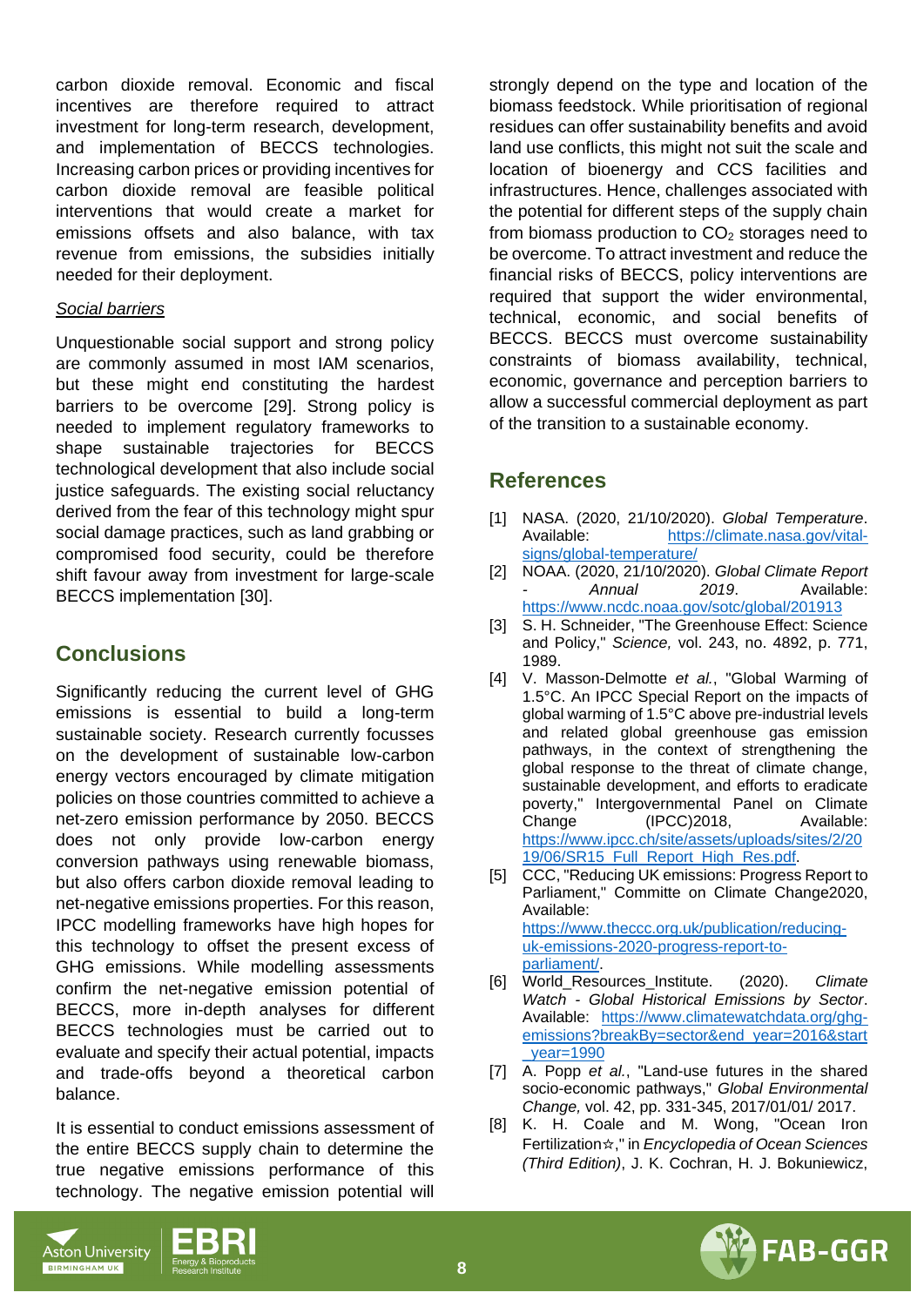carbon dioxide removal. Economic and fiscal incentives are therefore required to attract investment for long-term research, development, and implementation of BECCS technologies. Increasing carbon prices or providing incentives for carbon dioxide removal are feasible political interventions that would create a market for emissions offsets and also balance, with tax revenue from emissions, the subsidies initially needed for their deployment.

### *Social barriers*

Unquestionable social support and strong policy are commonly assumed in most IAM scenarios, but these might end constituting the hardest barriers to be overcome [29]. Strong policy is needed to implement regulatory frameworks to shape sustainable trajectories for BECCS technological development that also include social justice safeguards. The existing social reluctancy derived from the fear of this technology might spur social damage practices, such as land grabbing or compromised food security, could be therefore shift favour away from investment for large-scale BECCS implementation [30].

## Conclusions

Significantly reducing the current level of GHG emissions is essential to build a long-term sustainable society. Research currently focusses on the development of sustainable low-carbon energy vectors encouraged by climate mitigation policies on those countries committed to achieve a net-zero emission performance by 2050. BECCS does not only provide low-carbon energy conversion pathways using renewable biomass, but also offers carbon dioxide removal leading to net-negative emissions properties. For this reason, IPCC modelling frameworks have high hopes for this technology to offset the present excess of GHG emissions. While modelling assessments confirm the net-negative emission potential of BECCS, more in-depth analyses for different BECCS technologies must be carried out to evaluate and specify their actual potential, impacts and trade-offs beyond a theoretical carbon balance.

It is essential to conduct emissions assessment of the entire BECCS supply chain to determine the true negative emissions performance of this technology. The negative emission potential will strongly depend on the type and location of the biomass feedstock. While prioritisation of regional residues can offer sustainability benefits and avoid land use conflicts, this might not suit the scale and location of bioenergy and CCS facilities and infrastructures. Hence, challenges associated with the potential for different steps of the supply chain from biomass production to $CO_2$ storages need to be overcome. To attract investment and reduce the financial risks of BECCS, policy interventions are required that support the wider environmental, technical, economic, and social benefits of BECCS. BECCS must overcome sustainability constraints of biomass availability, technical, economic, governance and perception barriers to allow a successful commercial deployment as part of the transition to a sustainable economy.

## References

[1] NASA. (2020, 21/10/2020). *Global Temperature*. Available: https://climate.nasa.gov/vital-signs/global-temperature/

[2] NOAA. (2020, 21/10/2020). *Global Climate Report - Annual 2019*. Available: https://www.ncdc.noaa.gov/sotc/global/201913

[3] S. H. Schneider, "The Greenhouse Effect: Science and Policy," *Science,* vol. 243, no. 4892, p. 771, 1989.

[4] V. Masson-Delmotte *et al.*, "Global Warming of 1.5°C. An IPCC Special Report on the impacts of global warming of 1.5°C above pre-industrial levels and related global greenhouse gas emission pathways, in the context of strengthening the global response to the threat of climate change, sustainable development, and efforts to eradicate poverty," Intergovernmental Panel on Climate Change (IPCC)2018, Available: https://www.ipcc.ch/site/assets/uploads/sites/2/2019/06/SR15_Full_Report_High_Res.pdf.

[5] CCC, "Reducing UK emissions: Progress Report to Parliament," Committe on Climate Change2020, Available: https://www.theccc.org.uk/publication/reducing-uk-emissions-2020-progress-report-to-parliament/.

[6] World_Resources_Institute. (2020). *Climate Watch - Global Historical Emissions by Sector*. Available: https://www.climatewatchdata.org/ghg-emissions?breakBy=sector&end_year=2016&start_year=1990

[7] A. Popp *et al.*, "Land-use futures in the shared socio-economic pathways," *Global Environmental Change,* vol. 42, pp. 331-345, 2017/01/01/ 2017.

[8] K. H. Coale and M. Wong, "Ocean Iron Fertilization☆," in *Encyclopedia of Ocean Sciences (Third Edition)*, J. K. Cochran, H. J. Bokuniewicz,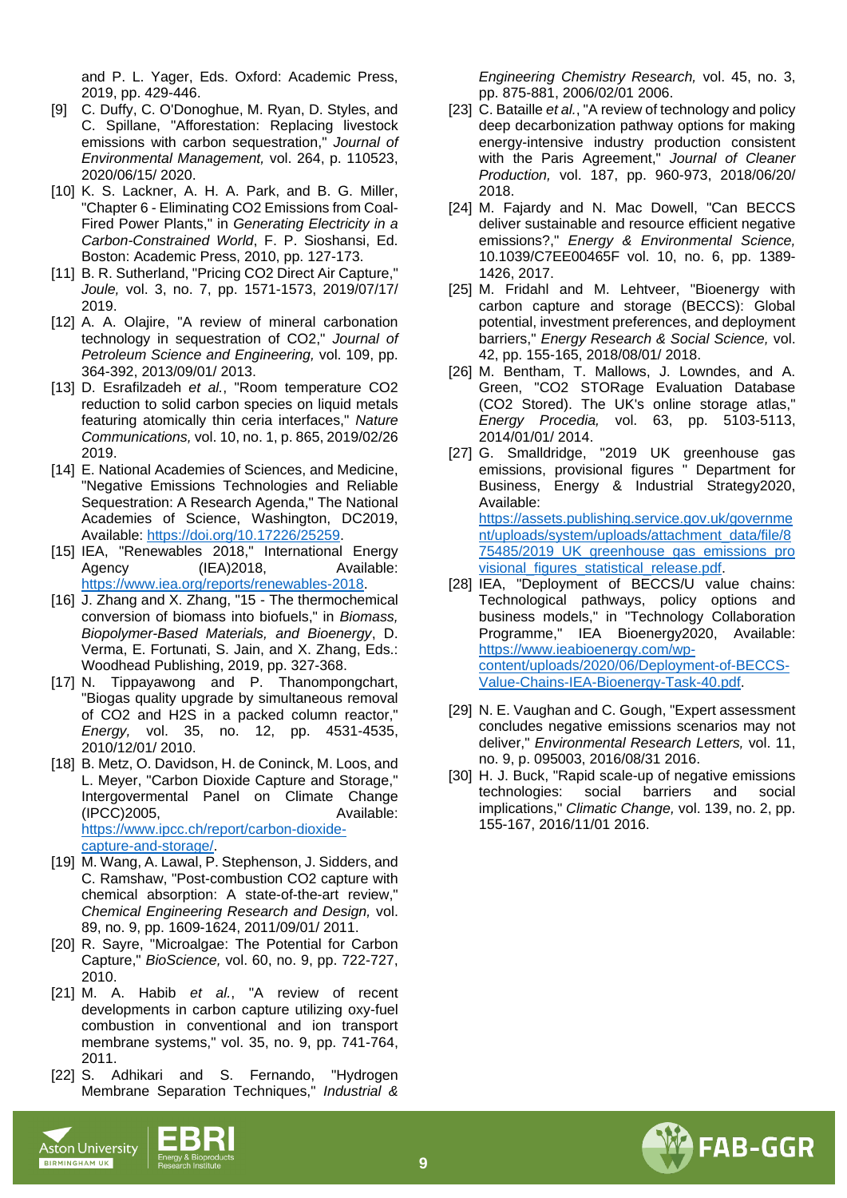and P. L. Yager, Eds. Oxford: Academic Press, 2019, pp. 429-446.

[9] C. Duffy, C. O'Donoghue, M. Ryan, D. Styles, and C. Spillane, "Afforestation: Replacing livestock emissions with carbon sequestration," *Journal of Environmental Management,* vol. 264, p. 110523, 2020/06/15/ 2020.

[10] K. S. Lackner, A. H. A. Park, and B. G. Miller, "Chapter 6 - Eliminating CO2 Emissions from Coal-Fired Power Plants," in *Generating Electricity in a Carbon-Constrained World*, F. P. Sioshansi, Ed. Boston: Academic Press, 2010, pp. 127-173.

[11] B. R. Sutherland, "Pricing CO2 Direct Air Capture," *Joule,* vol. 3, no. 7, pp. 1571-1573, 2019/07/17/ 2019.

[12] A. A. Olajire, "A review of mineral carbonation technology in sequestration of CO2," *Journal of Petroleum Science and Engineering,* vol. 109, pp. 364-392, 2013/09/01/ 2013.

[13] D. Esrafilzadeh *et al.*, "Room temperature CO2 reduction to solid carbon species on liquid metals featuring atomically thin ceria interfaces," *Nature Communications,* vol. 10, no. 1, p. 865, 2019/02/26 2019.

[14] E. National Academies of Sciences, and Medicine, "Negative Emissions Technologies and Reliable Sequestration: A Research Agenda," The National Academies of Science, Washington, DC2019, Available: https://doi.org/10.17226/25259.

[15] IEA, "Renewables 2018," International Energy Agency (IEA)2018, Available: https://www.iea.org/reports/renewables-2018.

[16] J. Zhang and X. Zhang, "15 - The thermochemical conversion of biomass into biofuels," in *Biomass, Biopolymer-Based Materials, and Bioenergy*, D. Verma, E. Fortunati, S. Jain, and X. Zhang, Eds.: Woodhead Publishing, 2019, pp. 327-368.

[17] N. Tippayawong and P. Thanompongchart, "Biogas quality upgrade by simultaneous removal of CO2 and H2S in a packed column reactor," *Energy,* vol. 35, no. 12, pp. 4531-4535, 2010/12/01/ 2010.

[18] B. Metz, O. Davidson, H. de Coninck, M. Loos, and L. Meyer, "Carbon Dioxide Capture and Storage," Intergovermental Panel on Climate Change (IPCC)2005, Available: https://www.ipcc.ch/report/carbon-dioxide-capture-and-storage/.

[19] M. Wang, A. Lawal, P. Stephenson, J. Sidders, and C. Ramshaw, "Post-combustion CO2 capture with chemical absorption: A state-of-the-art review," *Chemical Engineering Research and Design,* vol. 89, no. 9, pp. 1609-1624, 2011/09/01/ 2011.

[20] R. Sayre, "Microalgae: The Potential for Carbon Capture," *BioScience,* vol. 60, no. 9, pp. 722-727, 2010.

[21] M. A. Habib *et al.*, "A review of recent developments in carbon capture utilizing oxy-fuel combustion in conventional and ion transport membrane systems," vol. 35, no. 9, pp. 741-764, 2011.

[22] S. Adhikari and S. Fernando, "Hydrogen Membrane Separation Techniques," *Industrial & Engineering Chemistry Research,* vol. 45, no. 3, pp. 875-881, 2006/02/01 2006.

[23] C. Bataille *et al.*, "A review of technology and policy deep decarbonization pathway options for making energy-intensive industry production consistent with the Paris Agreement," *Journal of Cleaner Production,* vol. 187, pp. 960-973, 2018/06/20/ 2018.

[24] M. Fajardy and N. Mac Dowell, "Can BECCS deliver sustainable and resource efficient negative emissions?," *Energy & Environmental Science,* 10.1039/C7EE00465F vol. 10, no. 6, pp. 1389-1426, 2017.

[25] M. Fridahl and M. Lehtveer, "Bioenergy with carbon capture and storage (BECCS): Global potential, investment preferences, and deployment barriers," *Energy Research & Social Science,* vol. 42, pp. 155-165, 2018/08/01/ 2018.

[26] M. Bentham, T. Mallows, J. Lowndes, and A. Green, "CO2 STORage Evaluation Database (CO2 Stored). The UK's online storage atlas," *Energy Procedia,* vol. 63, pp. 5103-5113, 2014/01/01/ 2014.

[27] G. Smalldridge, "2019 UK greenhouse gas emissions, provisional figures " Department for Business, Energy & Industrial Strategy2020, Available: https://assets.publishing.service.gov.uk/government/uploads/system/uploads/attachment_data/file/875485/2019_UK_greenhouse_gas_emissions_provisional_figures_statistical_release.pdf.

[28] IEA, "Deployment of BECCS/U value chains: Technological pathways, policy options and business models," in "Technology Collaboration Programme," IEA Bioenergy2020, Available: https://www.ieabioenergy.com/wp-content/uploads/2020/06/Deployment-of-BECCS-Value-Chains-IEA-Bioenergy-Task-40.pdf.

[29] N. E. Vaughan and C. Gough, "Expert assessment concludes negative emissions scenarios may not deliver," *Environmental Research Letters,* vol. 11, no. 9, p. 095003, 2016/08/31 2016.

[30] H. J. Buck, "Rapid scale-up of negative emissions technologies: social barriers and social implications," *Climatic Change,* vol. 139, no. 2, pp. 155-167, 2016/11/01 2016.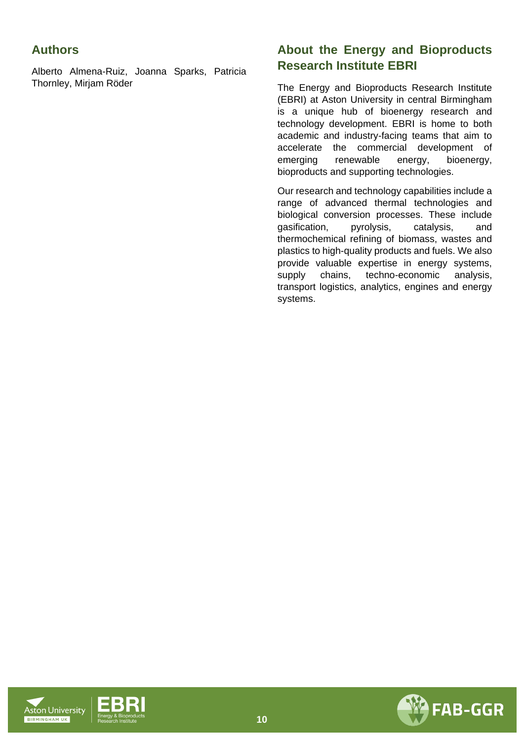## Authors

Alberto Almena-Ruiz, Joanna Sparks, Patricia Thornley, Mirjam Röder

## About the Energy and Bioproducts Research Institute EBRI

The Energy and Bioproducts Research Institute (EBRI) at Aston University in central Birmingham is a unique hub of bioenergy research and technology development. EBRI is home to both academic and industry-facing teams that aim to accelerate the commercial development of emerging renewable energy, bioenergy, bioproducts and supporting technologies.

Our research and technology capabilities include a range of advanced thermal technologies and biological conversion processes. These include gasification, pyrolysis, catalysis, and thermochemical refining of biomass, wastes and plastics to high-quality products and fuels. We also provide valuable expertise in energy systems, supply chains, techno-economic analysis, transport logistics, analytics, engines and energy systems.